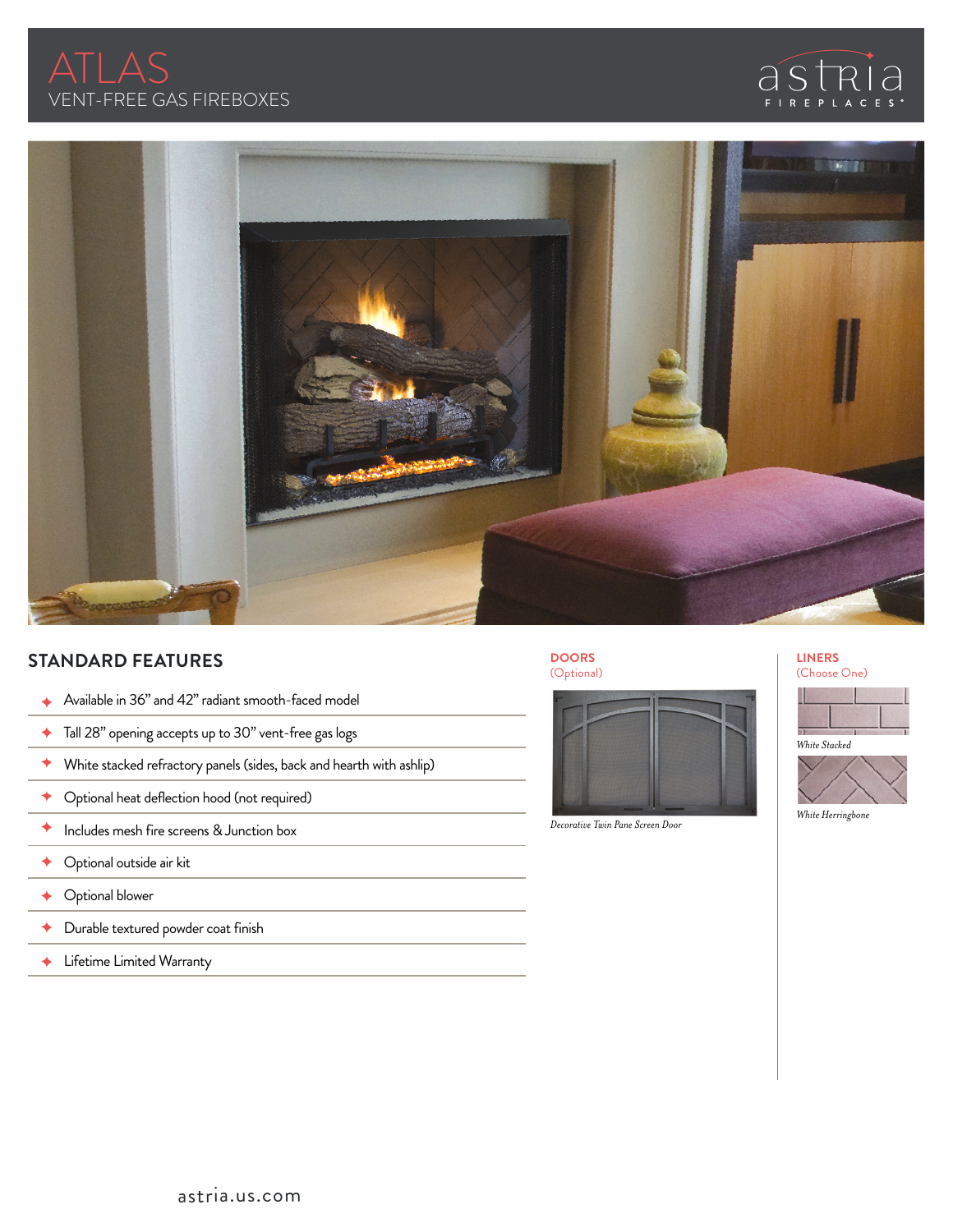# ATLAS

VENT-FREE GAS FIREBOXES

astria FIREPLACES

## STANDARD FEATURES

- Available in 36" and 42" radiant smooth-faced model
- Tall 28" opening accepts up to 30" vent-free gas logs
- White stacked refractory panels (sides, back and hearth with ashlip)
- Optional heat deflection hood (not required)
- Includes mesh fire screens & Junction box
- Optional outside air kit
- Optional blower
- Durable textured powder coat finish
- Lifetime Limited Warranty

## DOORS

(Optional)

*Decorative Twin Pane Screen Door*

## LINERS

(Choose One)

*White Stacked*

*White Herringbone*

astria.us.com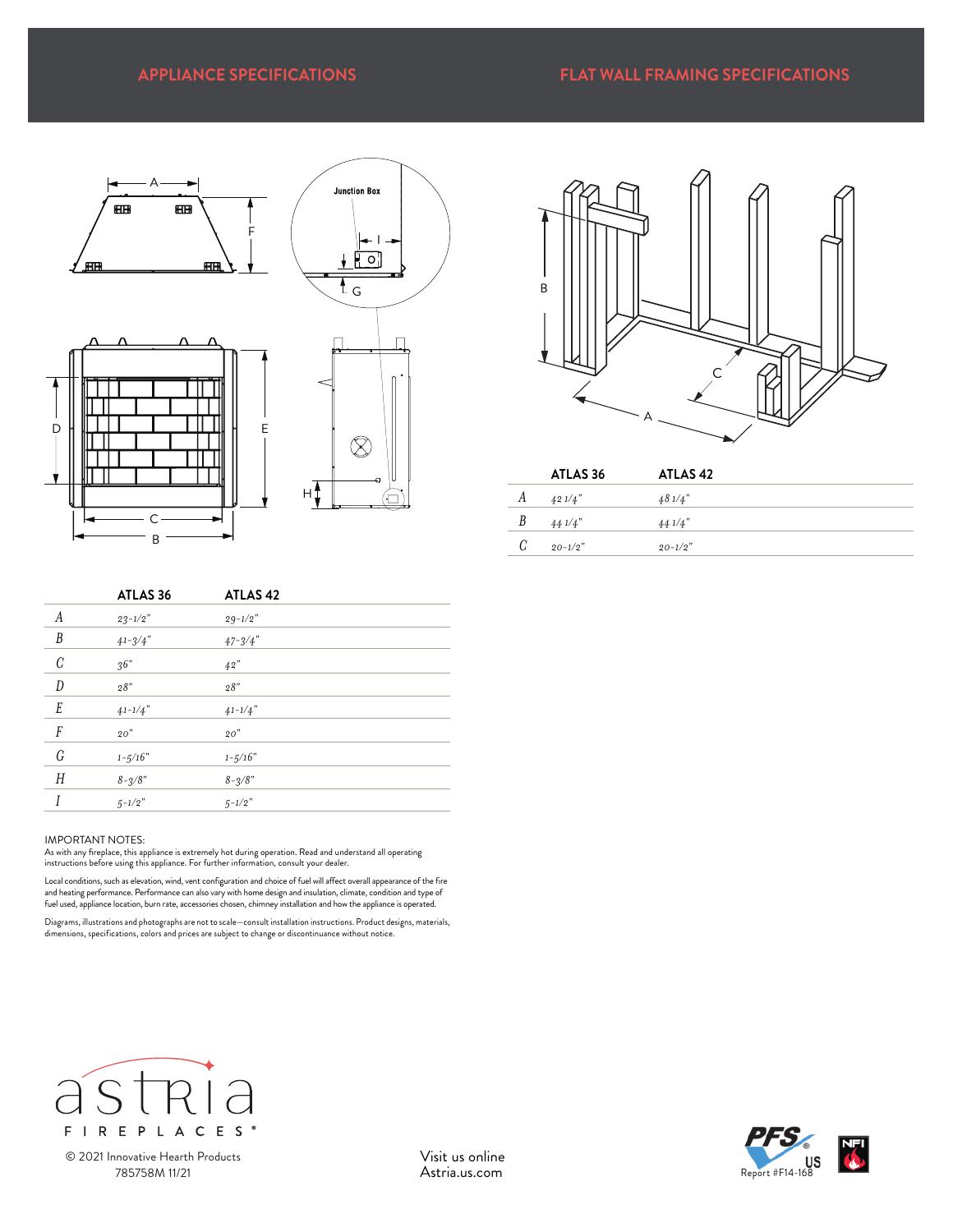## APPLIANCE SPECIFICATIONS

Junction Box

| | ATLAS 36 | ATLAS 42 |
|---|---|---|
| A | 23-1/2" | 29-1/2" |
| B | 41-3/4" | 47-3/4" |
| C | 36" | 42" |
| D | 28" | 28" |
| E | 41-1/4" | 41-1/4" |
| F | 20" | 20" |
| G | 1-5/16" | 1-5/16" |
| H | 8-3/8" | 8-3/8" |
| I | 5-1/2" | 5-1/2" |

## FLAT WALL FRAMING SPECIFICATIONS

| | ATLAS 36 | ATLAS 42 |
|---|---|---|
| A | 42 1/4" | 48 1/4" |
| B | 44 1/4" | 44 1/4" |
| C | 20-1/2" | 20-1/2" |

IMPORTANT NOTES:
As with any fireplace, this appliance is extremely hot during operation. Read and understand all operating instructions before using this appliance. For further information, consult your dealer.

Local conditions, such as elevation, wind, vent configuration and choice of fuel will affect overall appearance of the fire and heating performance. Performance can also vary with home design and insulation, climate, condition and type of fuel used, appliance location, burn rate, accessories chosen, chimney installation and how the appliance is operated.

Diagrams, illustrations and photographs are not to scale—consult installation instructions. Product designs, materials, dimensions, specifications, colors and prices are subject to change or discontinuance without notice.

astria FIREPLACES®

© 2021 Innovative Hearth Products
785758M 11/21

Visit us online
Astria.us.com

PFS® US
Report #F14-168